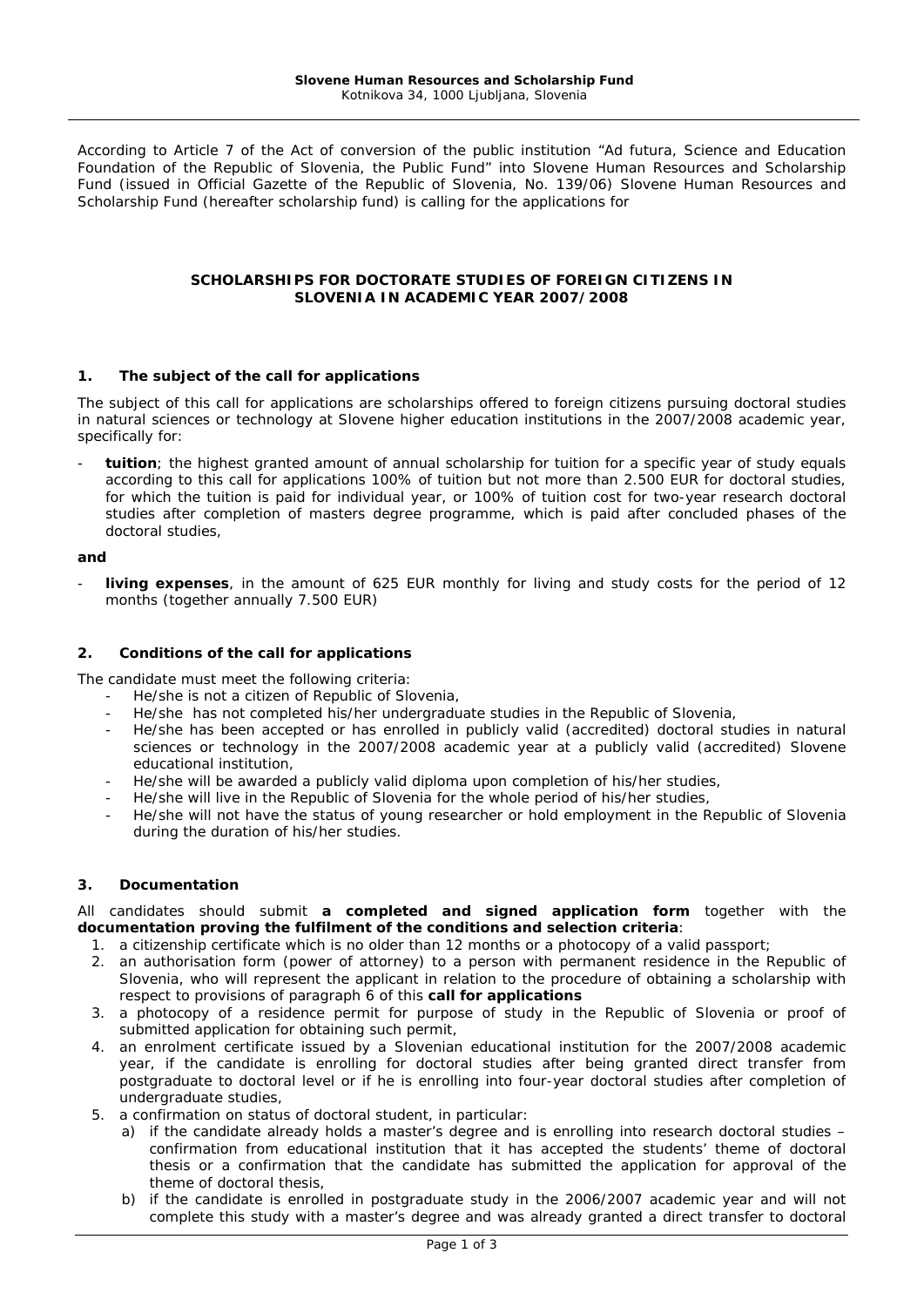**Slovene Human Resources and Scholarship Fund**
Kotnikova 34, 1000 Ljubljana, Slovenia

According to Article 7 of the Act of conversion of the public institution "Ad futura, Science and Education Foundation of the Republic of Slovenia, the Public Fund" into Slovene Human Resources and Scholarship Fund (issued in Official Gazette of the Republic of Slovenia, No. 139/06) Slovene Human Resources and Scholarship Fund (hereafter scholarship fund) is calling for the applications for

# SCHOLARSHIPS FOR DOCTORATE STUDIES OF FOREIGN CITIZENS IN SLOVENIA IN ACADEMIC YEAR 2007/2008

## 1. The subject of the call for applications

The subject of this call for applications are scholarships offered to foreign citizens pursuing doctoral studies in natural sciences or technology at Slovene higher education institutions in the 2007/2008 academic year, specifically for:

- **tuition**; the highest granted amount of annual scholarship for tuition for a specific year of study equals according to this call for applications 100% of tuition but not more than 2.500 EUR for doctoral studies, for which the tuition is paid for individual year, or 100% of tuition cost for two-year research doctoral studies after completion of masters degree programme, which is paid after concluded phases of the doctoral studies,

**and**

- **living expenses**, in the amount of 625 EUR monthly for living and study costs for the period of 12 months (together annually 7.500 EUR)

## 2. Conditions of the call for applications

The candidate must meet the following criteria:

- He/she is not a citizen of Republic of Slovenia,
- He/she has not completed his/her undergraduate studies in the Republic of Slovenia,
- He/she has been accepted or has enrolled in publicly valid (accredited) doctoral studies in natural sciences or technology in the 2007/2008 academic year at a publicly valid (accredited) Slovene educational institution,
- He/she will be awarded a publicly valid diploma upon completion of his/her studies,
- He/she will live in the Republic of Slovenia for the whole period of his/her studies,
- He/she will not have the status of young researcher or hold employment in the Republic of Slovenia during the duration of his/her studies.

## 3. Documentation

All candidates should submit **a completed and signed application form** together with the **documentation proving the fulfilment of the conditions and selection criteria**:

1. a citizenship certificate which is no older than 12 months or a photocopy of a valid passport;
2. an authorisation form (power of attorney) to a person with permanent residence in the Republic of Slovenia, who will represent the applicant in relation to the procedure of obtaining a scholarship with respect to provisions of paragraph 6 of this **call for applications**
3. a photocopy of a residence permit for purpose of study in the Republic of Slovenia or proof of submitted application for obtaining such permit,
4. an enrolment certificate issued by a Slovenian educational institution for the 2007/2008 academic year, if the candidate is enrolling for doctoral studies after being granted direct transfer from postgraduate to doctoral level or if he is enrolling into four-year doctoral studies after completion of undergraduate studies,
5. a confirmation on status of doctoral student, in particular:
   a) if the candidate already holds a master's degree and is enrolling into research doctoral studies – confirmation from educational institution that it has accepted the students' theme of doctoral thesis or a confirmation that the candidate has submitted the application for approval of the theme of doctoral thesis,
   b) if the candidate is enrolled in postgraduate study in the 2006/2007 academic year and will not complete this study with a master's degree and was already granted a direct transfer to doctoral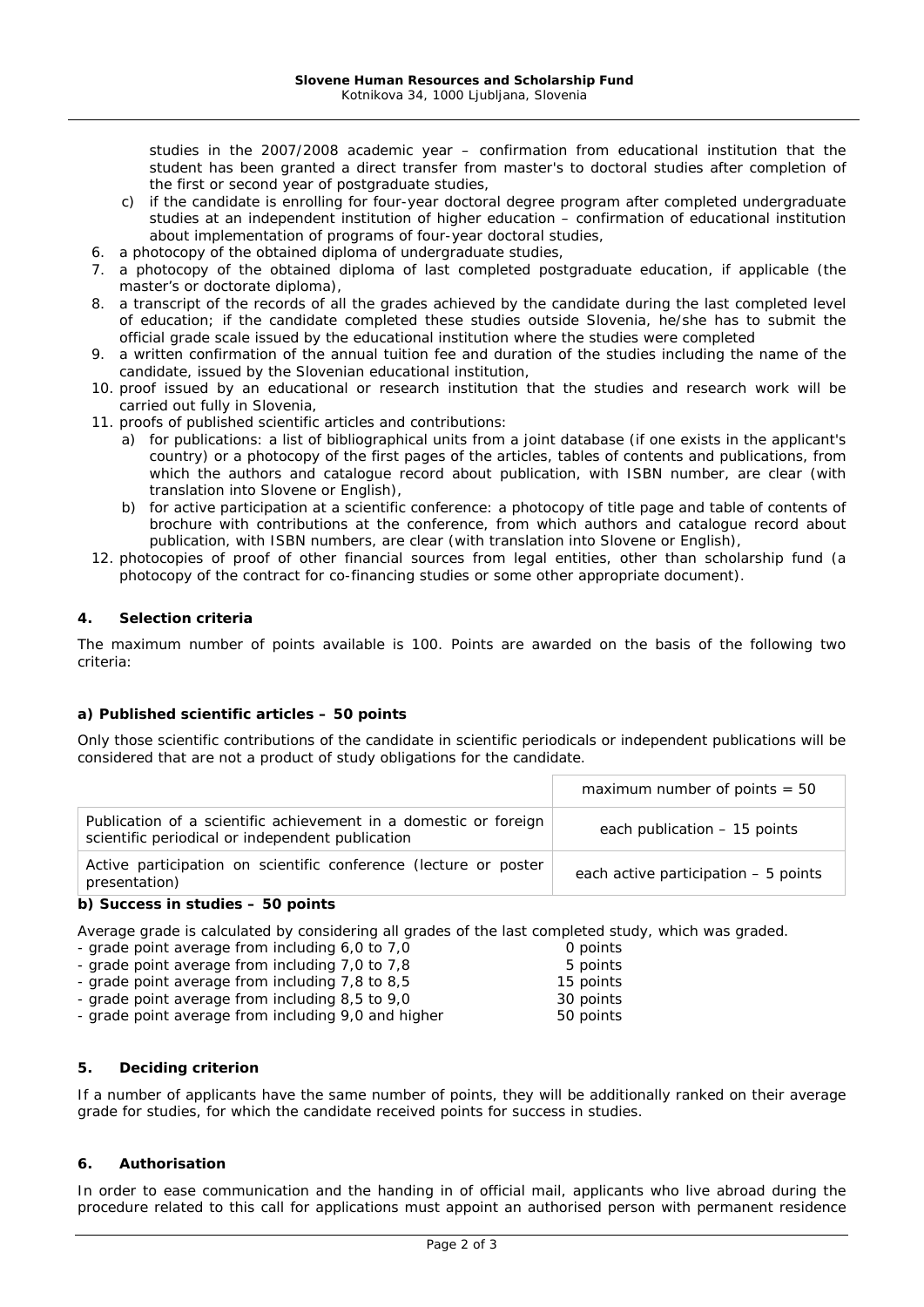studies in the 2007/2008 academic year – confirmation from educational institution that the student has been granted a direct transfer from master's to doctoral studies after completion of the first or second year of postgraduate studies,

   c) if the candidate is enrolling for four-year doctoral degree program after completed undergraduate studies at an independent institution of higher education – confirmation of educational institution about implementation of programs of four-year doctoral studies,

6. a photocopy of the obtained diploma of undergraduate studies,
7. a photocopy of the obtained diploma of last completed postgraduate education, if applicable (the master's or doctorate diploma),
8. a transcript of the records of all the grades achieved by the candidate during the last completed level of education; if the candidate completed these studies outside Slovenia, he/she has to submit the official grade scale issued by the educational institution where the studies were completed
9. a written confirmation of the annual tuition fee and duration of the studies including the name of the candidate, issued by the Slovenian educational institution,
10. proof issued by an educational or research institution that the studies and research work will be carried out fully in Slovenia,
11. proofs of published scientific articles and contributions:
    a) for publications: a list of bibliographical units from a joint database (if one exists in the applicant's country) or a photocopy of the first pages of the articles, tables of contents and publications, from which the authors and catalogue record about publication, with ISBN number, are clear (with translation into Slovene or English),
    b) for active participation at a scientific conference: a photocopy of title page and table of contents of brochure with contributions at the conference, from which authors and catalogue record about publication, with ISBN numbers, are clear (with translation into Slovene or English),
12. photocopies of proof of other financial sources from legal entities, other than scholarship fund (a photocopy of the contract for co-financing studies or some other appropriate document).

## 4. Selection criteria

The maximum number of points available is 100. Points are awarded on the basis of the following two criteria:

### a) Published scientific articles – 50 points

Only those scientific contributions of the candidate in scientific periodicals or independent publications will be considered that are not a product of study obligations for the candidate.

| | maximum number of points = 50 |
|---|---|
| Publication of a scientific achievement in a domestic or foreign scientific periodical or independent publication | each publication – 15 points |
| Active participation on scientific conference (lecture or poster presentation) | each active participation – 5 points |

### b) Success in studies – 50 points

Average grade is calculated by considering all grades of the last completed study, which was graded.

- grade point average from including 6,0 to 7,0 — 0 points
- grade point average from including 7,0 to 7,8 — 5 points
- grade point average from including 7,8 to 8,5 — 15 points
- grade point average from including 8,5 to 9,0 — 30 points
- grade point average from including 9,0 and higher — 50 points

## 5. Deciding criterion

If a number of applicants have the same number of points, they will be additionally ranked on their average grade for studies, for which the candidate received points for success in studies.

## 6. Authorisation

In order to ease communication and the handing in of official mail, applicants who live abroad during the procedure related to this call for applications must appoint an authorised person with permanent residence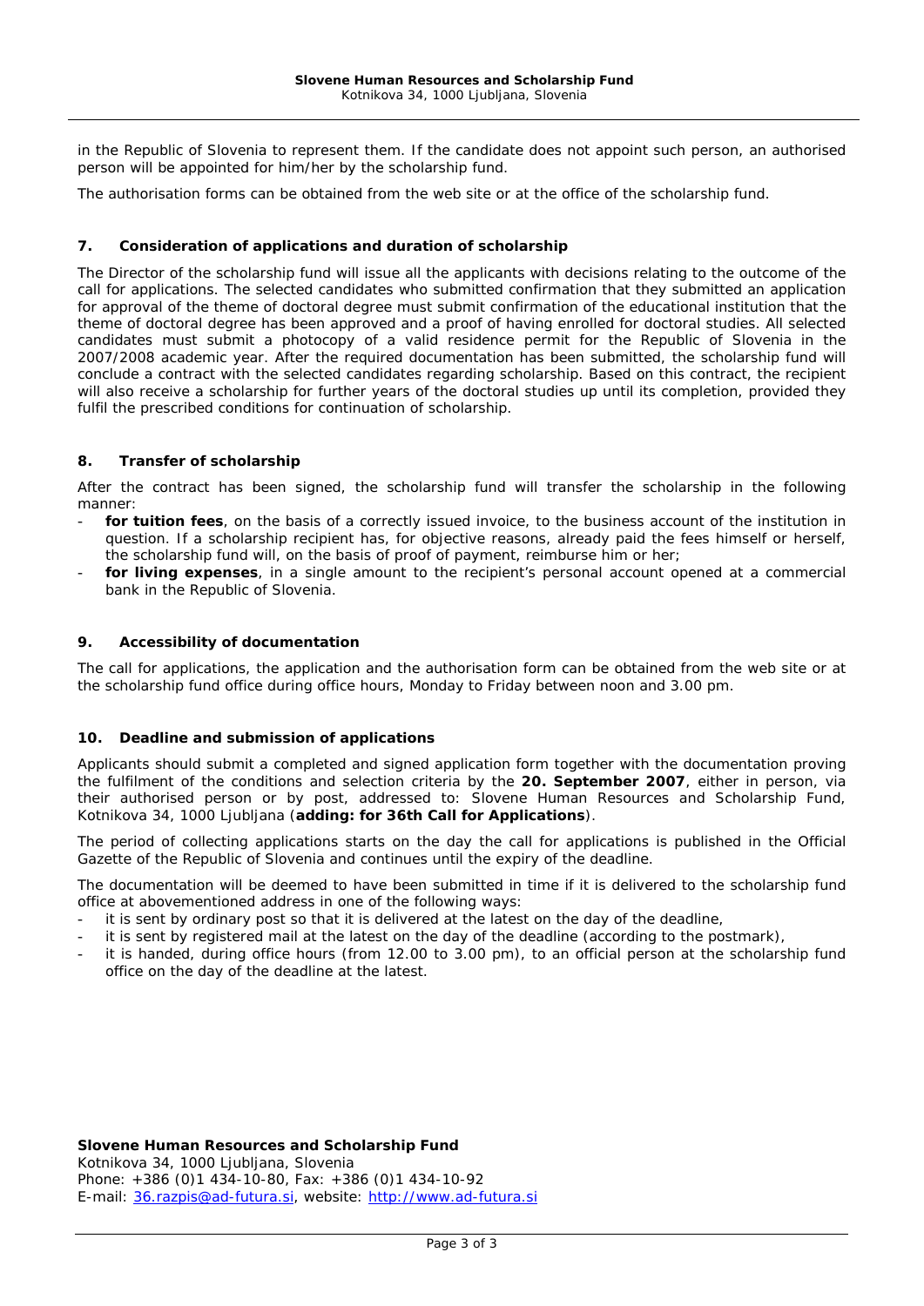in the Republic of Slovenia to represent them. If the candidate does not appoint such person, an authorised person will be appointed for him/her by the scholarship fund.

The authorisation forms can be obtained from the web site or at the office of the scholarship fund.

## 7. Consideration of applications and duration of scholarship

The Director of the scholarship fund will issue all the applicants with decisions relating to the outcome of the call for applications. The selected candidates who submitted confirmation that they submitted an application for approval of the theme of doctoral degree must submit confirmation of the educational institution that the theme of doctoral degree has been approved and a proof of having enrolled for doctoral studies. All selected candidates must submit a photocopy of a valid residence permit for the Republic of Slovenia in the 2007/2008 academic year. After the required documentation has been submitted, the scholarship fund will conclude a contract with the selected candidates regarding scholarship. Based on this contract, the recipient will also receive a scholarship for further years of the doctoral studies up until its completion, provided they fulfil the prescribed conditions for continuation of scholarship.

## 8. Transfer of scholarship

After the contract has been signed, the scholarship fund will transfer the scholarship in the following manner:

- **for tuition fees**, on the basis of a correctly issued invoice, to the business account of the institution in question. If a scholarship recipient has, for objective reasons, already paid the fees himself or herself, the scholarship fund will, on the basis of proof of payment, reimburse him or her;
- **for living expenses**, in a single amount to the recipient's personal account opened at a commercial bank in the Republic of Slovenia.

## 9. Accessibility of documentation

The call for applications, the application and the authorisation form can be obtained from the web site or at the scholarship fund office during office hours, Monday to Friday between noon and 3.00 pm.

## 10. Deadline and submission of applications

Applicants should submit a completed and signed application form together with the documentation proving the fulfilment of the conditions and selection criteria by the **20. September 2007**, either in person, via their authorised person or by post, addressed to: Slovene Human Resources and Scholarship Fund, Kotnikova 34, 1000 Ljubljana (**adding: for 36th Call for Applications**).

The period of collecting applications starts on the day the call for applications is published in the Official Gazette of the Republic of Slovenia and continues until the expiry of the deadline.

The documentation will be deemed to have been submitted in time if it is delivered to the scholarship fund office at abovementioned address in one of the following ways:

- it is sent by ordinary post so that it is delivered at the latest on the day of the deadline,
- it is sent by registered mail at the latest on the day of the deadline (according to the postmark),
- it is handed, during office hours (from 12.00 to 3.00 pm), to an official person at the scholarship fund office on the day of the deadline at the latest.

**Slovene Human Resources and Scholarship Fund**
Kotnikova 34, 1000 Ljubljana, Slovenia
Phone: +386 (0)1 434-10-80, Fax: +386 (0)1 434-10-92
E-mail: 36.razpis@ad-futura.si, website: http://www.ad-futura.si